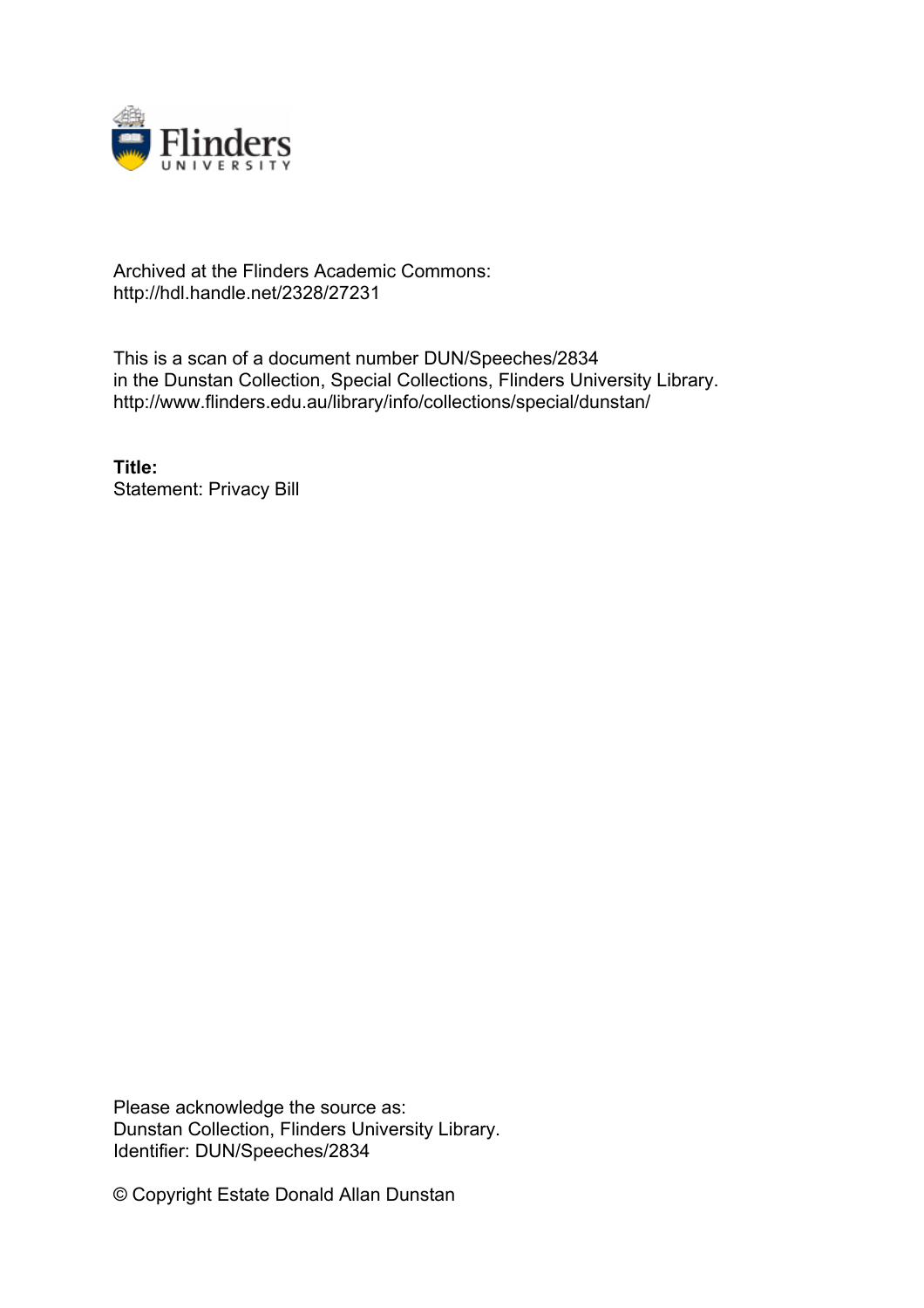Archived at the Flinders Academic Commons:
http://hdl.handle.net/2328/27231

This is a scan of a document number DUN/Speeches/2834
in the Dunstan Collection, Special Collections, Flinders University Library.
http://www.flinders.edu.au/library/info/collections/special/dunstan/

**Title:**
Statement: Privacy Bill

Please acknowledge the source as:
Dunstan Collection, Flinders University Library.
Identifier: DUN/Speeches/2834

© Copyright Estate Donald Allan Dunstan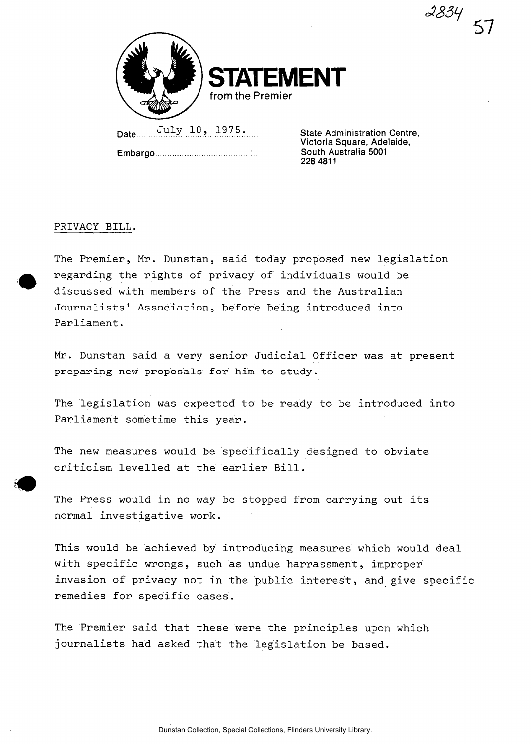2834

**STATEMENT**
from the Premier

Date July 10, 1975.

Embargo

State Administration Centre,
Victoria Square, Adelaide,
South Australia 5001
228 4811

PRIVACY BILL.

The Premier, Mr. Dunstan, said today proposed new legislation regarding the rights of privacy of individuals would be discussed with members of the Press and the Australian Journalists' Association, before being introduced into Parliament.

Mr. Dunstan said a very senior Judicial Officer was at present preparing new proposals for him to study.

The legislation was expected to be ready to be introduced into Parliament sometime this year.

The new measures would be specifically designed to obviate criticism levelled at the earlier Bill.

The Press would in no way be stopped from carrying out its normal investigative work.

This would be achieved by introducing measures which would deal with specific wrongs, such as undue harrassment, improper invasion of privacy not in the public interest, and give specific remedies for specific cases.

The Premier said that these were the principles upon which journalists had asked that the legislation be based.

Dunstan Collection, Special Collections, Flinders University Library.